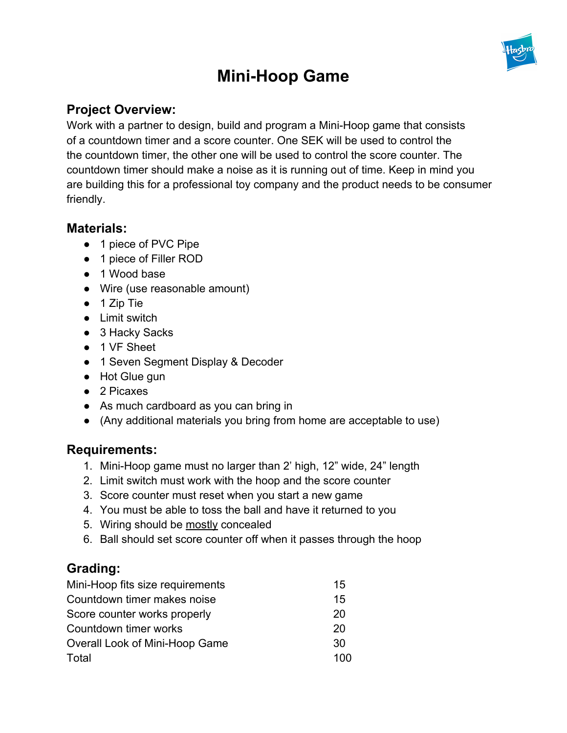# Mini-Hoop Game

## Project Overview:

Work with a partner to design, build and program a Mini-Hoop game that consists of a countdown timer and a score counter. One SEK will be used to control the the countdown timer, the other one will be used to control the score counter. The countdown timer should make a noise as it is running out of time. Keep in mind you are building this for a professional toy company and the product needs to be consumer friendly.

## Materials:

- 1 piece of PVC Pipe
- 1 piece of Filler ROD
- 1 Wood base
- Wire (use reasonable amount)
- 1 Zip Tie
- Limit switch
- 3 Hacky Sacks
- 1 VF Sheet
- 1 Seven Segment Display & Decoder
- Hot Glue gun
- 2 Picaxes
- As much cardboard as you can bring in
- (Any additional materials you bring from home are acceptable to use)

## Requirements:

1. Mini-Hoop game must no larger than 2' high, 12" wide, 24" length
2. Limit switch must work with the hoop and the score counter
3. Score counter must reset when you start a new game
4. You must be able to toss the ball and have it returned to you
5. Wiring should be <u>mostly</u> concealed
6. Ball should set score counter off when it passes through the hoop

## Grading:

| | |
|---|---|
| Mini-Hoop fits size requirements | 15 |
| Countdown timer makes noise | 15 |
| Score counter works properly | 20 |
| Countdown timer works | 20 |
| Overall Look of Mini-Hoop Game | 30 |
| Total | 100 |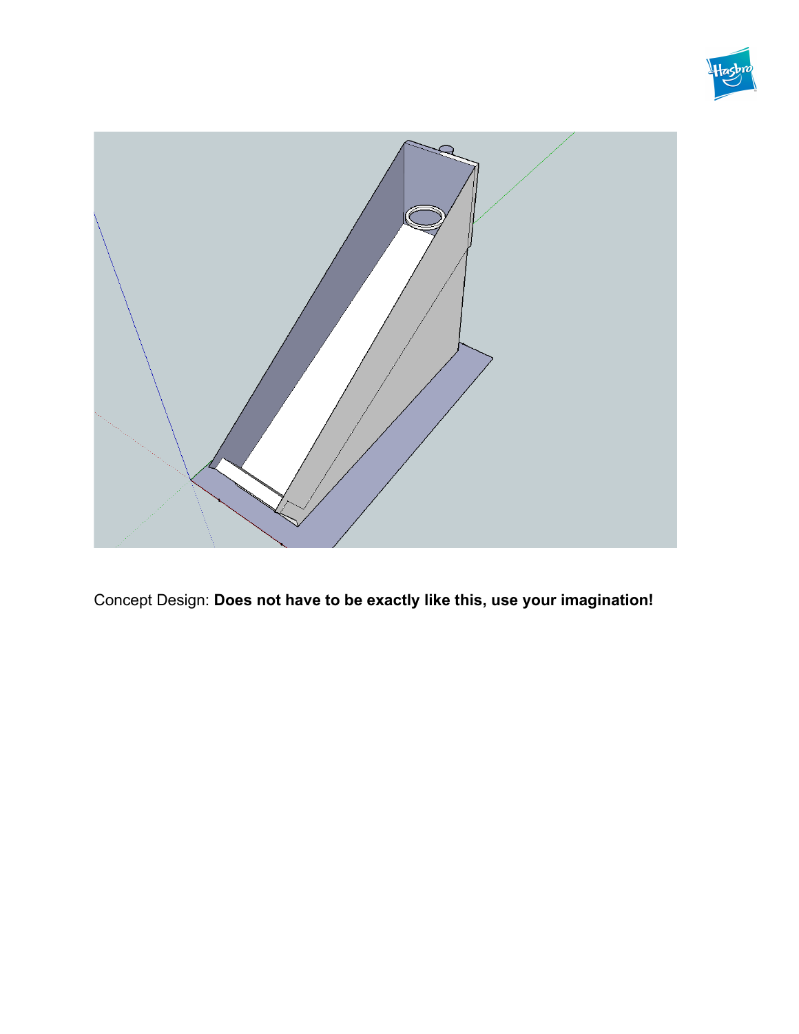Concept Design: **Does not have to be exactly like this, use your imagination!**